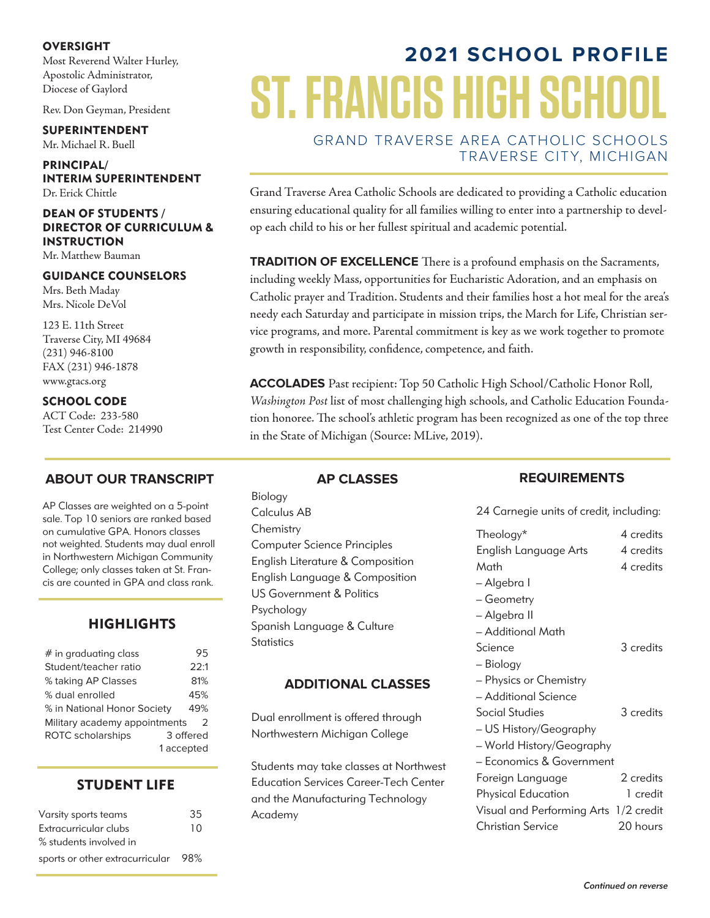# 2021 SCHOOL PROFILE

# ST. FRANCIS HIGH SCHOOL

GRAND TRAVERSE AREA CATHOLIC SCHOOLS
TRAVERSE CITY, MICHIGAN

**OVERSIGHT**
Most Reverend Walter Hurley,
Apostolic Administrator,
Diocese of Gaylord

Rev. Don Geyman, President

**SUPERINTENDENT**
Mr. Michael R. Buell

**PRINCIPAL/ INTERIM SUPERINTENDENT**
Dr. Erick Chittle

**DEAN OF STUDENTS / DIRECTOR OF CURRICULUM & INSTRUCTION**
Mr. Matthew Bauman

**GUIDANCE COUNSELORS**
Mrs. Beth Maday
Mrs. Nicole DeVol

123 E. 11th Street
Traverse City, MI 49684
(231) 946-8100
FAX (231) 946-1878
www.gtacs.org

**SCHOOL CODE**
ACT Code: 233-580
Test Center Code: 214990

Grand Traverse Area Catholic Schools are dedicated to providing a Catholic education ensuring educational quality for all families willing to enter into a partnership to develop each child to his or her fullest spiritual and academic potential.

**TRADITION OF EXCELLENCE** There is a profound emphasis on the Sacraments, including weekly Mass, opportunities for Eucharistic Adoration, and an emphasis on Catholic prayer and Tradition. Students and their families host a hot meal for the area's needy each Saturday and participate in mission trips, the March for Life, Christian service programs, and more. Parental commitment is key as we work together to promote growth in responsibility, confidence, competence, and faith.

**ACCOLADES** Past recipient: Top 50 Catholic High School/Catholic Honor Roll, *Washington Post* list of most challenging high schools, and Catholic Education Foundation honoree. The school's athletic program has been recognized as one of the top three in the State of Michigan (Source: MLive, 2019).

## ABOUT OUR TRANSCRIPT

AP Classes are weighted on a 5-point sale. Top 10 seniors are ranked based on cumulative GPA. Honors classes not weighted. Students may dual enroll in Northwestern Michigan Community College; only classes taken at St. Francis are counted in GPA and class rank.

## HIGHLIGHTS

| | |
|---|---|
| # in graduating class | 95 |
| Student/teacher ratio | 22:1 |
| % taking AP Classes | 81% |
| % dual enrolled | 45% |
| % in National Honor Society | 49% |
| Military academy appointments | 2 |
| ROTC scholarships | 3 offered, 1 accepted |

## STUDENT LIFE

| | |
|---|---|
| Varsity sports teams | 35 |
| Extracurricular clubs | 10 |
| % students involved in sports or other extracurricular | 98% |

## AP CLASSES

- Biology
- Calculus AB
- Chemistry
- Computer Science Principles
- English Literature & Composition
- English Language & Composition
- US Government & Politics
- Psychology
- Spanish Language & Culture
- Statistics

## ADDITIONAL CLASSES

Dual enrollment is offered through Northwestern Michigan College

Students may take classes at Northwest Education Services Career-Tech Center and the Manufacturing Technology Academy

## REQUIREMENTS

24 Carnegie units of credit, including:

| | |
|---|---|
| Theology* | 4 credits |
| English Language Arts | 4 credits |
| Math | 4 credits |
| – Algebra I | |
| – Geometry | |
| – Algebra II | |
| – Additional Math | |
| Science | 3 credits |
| – Biology | |
| – Physics or Chemistry | |
| – Additional Science | |
| Social Studies | 3 credits |
| – US History/Geography | |
| – World History/Geography | |
| – Economics & Government | |
| Foreign Language | 2 credits |
| Physical Education | 1 credit |
| Visual and Performing Arts | 1/2 credit |
| Christian Service | 20 hours |

*Continued on reverse*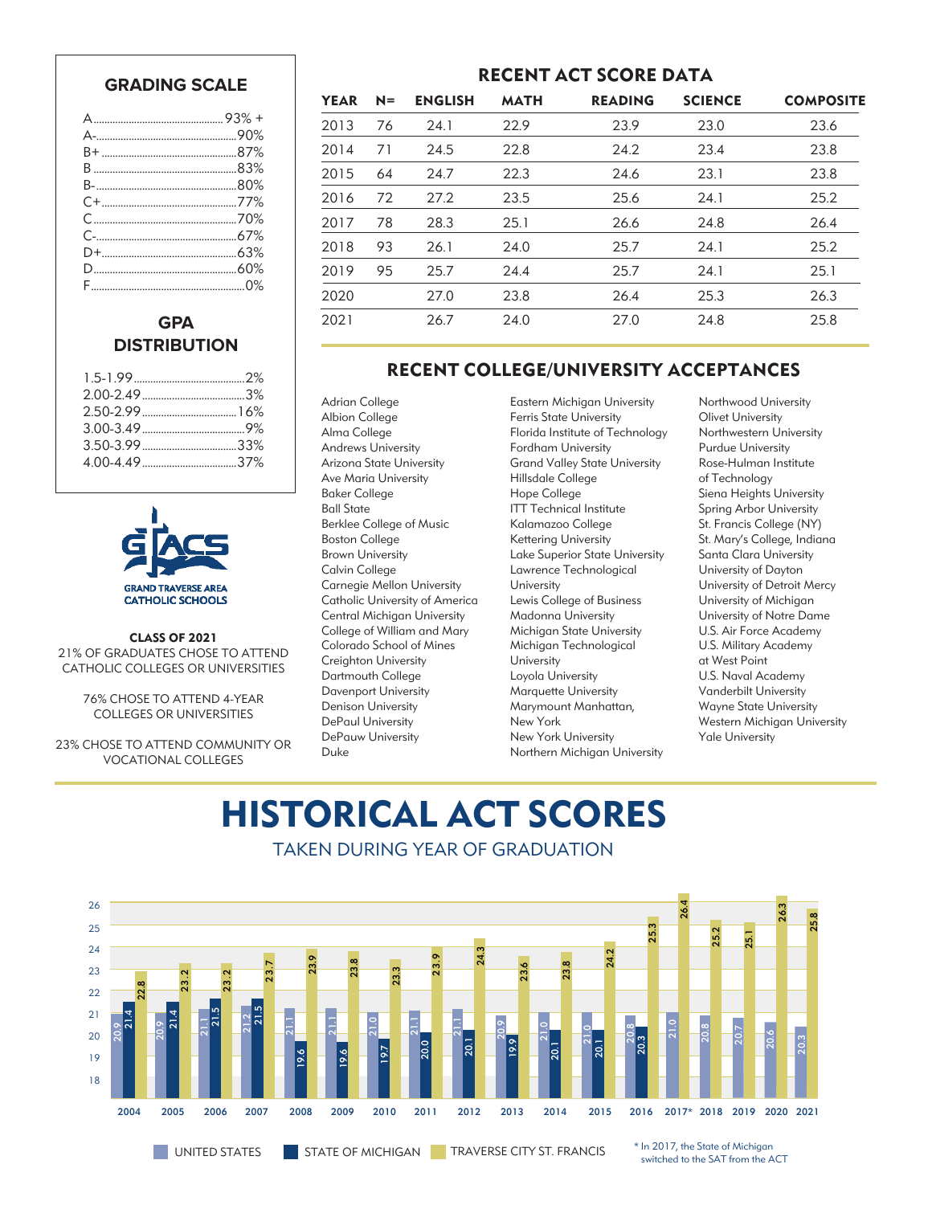## GRADING SCALE

| | |
|---|---|
| A | 93% + |
| A- | 90% |
| B+ | 87% |
| B | 83% |
| B- | 80% |
| C+ | 77% |
| C | 70% |
| C- | 67% |
| D+ | 63% |
| D | 60% |
| F | 0% |

## GPA DISTRIBUTION

| | |
|---|---|
| 1.5-1.99 | 2% |
| 2.00-2.49 | 3% |
| 2.50-2.99 | 16% |
| 3.00-3.49 | 9% |
| 3.50-3.99 | 33% |
| 4.00-4.49 | 37% |

GRAND TRAVERSE AREA CATHOLIC SCHOOLS

**CLASS OF 2021**

21% OF GRADUATES CHOSE TO ATTEND CATHOLIC COLLEGES OR UNIVERSITIES

76% CHOSE TO ATTEND 4-YEAR COLLEGES OR UNIVERSITIES

23% CHOSE TO ATTEND COMMUNITY OR VOCATIONAL COLLEGES

## RECENT ACT SCORE DATA

| YEAR | N= | ENGLISH | MATH | READING | SCIENCE | COMPOSITE |
|---|---|---|---|---|---|---|
| 2013 | 76 | 24.1 | 22.9 | 23.9 | 23.0 | 23.6 |
| 2014 | 71 | 24.5 | 22.8 | 24.2 | 23.4 | 23.8 |
| 2015 | 64 | 24.7 | 22.3 | 24.6 | 23.1 | 23.8 |
| 2016 | 72 | 27.2 | 23.5 | 25.6 | 24.1 | 25.2 |
| 2017 | 78 | 28.3 | 25.1 | 26.6 | 24.8 | 26.4 |
| 2018 | 93 | 26.1 | 24.0 | 25.7 | 24.1 | 25.2 |
| 2019 | 95 | 25.7 | 24.4 | 25.7 | 24.1 | 25.1 |
| 2020 | | 27.0 | 23.8 | 26.4 | 25.3 | 26.3 |
| 2021 | | 26.7 | 24.0 | 27.0 | 24.8 | 25.8 |

## RECENT COLLEGE/UNIVERSITY ACCEPTANCES

Adrian College
Albion College
Alma College
Andrews University
Arizona State University
Ave Maria University
Baker College
Ball State
Berklee College of Music
Boston College
Brown University
Calvin College
Carnegie Mellon University
Catholic University of America
Central Michigan University
College of William and Mary
Colorado School of Mines
Creighton University
Dartmouth College
Davenport University
Denison University
DePaul University
DePauw University
Duke
Eastern Michigan University
Ferris State University
Florida Institute of Technology
Fordham University
Grand Valley State University
Hillsdale College
Hope College
ITT Technical Institute
Kalamazoo College
Kettering University
Lake Superior State University
Lawrence Technological University
Lewis College of Business
Madonna University
Michigan State University
Michigan Technological University
Loyola University
Marquette University
Marymount Manhattan, New York
New York University
Northern Michigan University
Northwood University
Olivet University
Northwestern University
Purdue University
Rose-Hulman Institute of Technology
Siena Heights University
Spring Arbor University
St. Francis College (NY)
St. Mary's College, Indiana
Santa Clara University
University of Dayton
University of Detroit Mercy
University of Michigan
University of Notre Dame
U.S. Air Force Academy
U.S. Military Academy at West Point
U.S. Naval Academy
Vanderbilt University
Wayne State University
Western Michigan University
Yale University

# HISTORICAL ACT SCORES

TAKEN DURING YEAR OF GRADUATION

2004: 20.9, 21.4, 22.8
2005: 20.9, 21.4, 23.2
2006: 21.1, 21.5, 23.2
2007: 21.2, 21.5, 23.7
2008: 21.1, 19.6, 23.9
2009: 21.1, 19.6, 23.8
2010: 21.0, 19.7, 23.3
2011: 21.1, 20.0, 23.9
2012: 21.1, 20.1, 24.3
2013: 20.9, 19.9, 23.6
2014: 21.0, 20.1, 23.8
2015: 21.0, 20.1, 24.2
2016: 20.8, 20.3, 25.3
2017*: 21.0, 26.4
2018: 20.8, 25.2
2019: 20.7, 25.1
2020: 20.6, 26.3
2021: 20.3, 25.8

UNITED STATES | STATE OF MICHIGAN | TRAVERSE CITY ST. FRANCIS

* In 2017, the State of Michigan switched to the SAT from the ACT